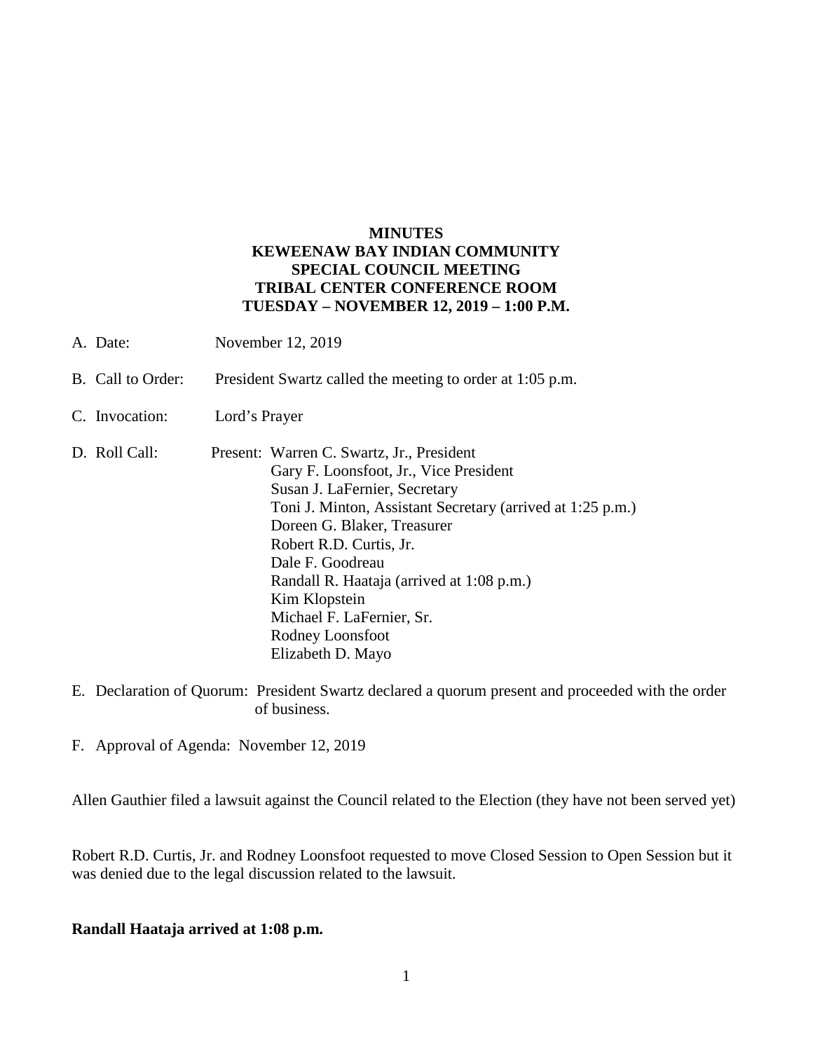**MINUTES**
**KEWEENAW BAY INDIAN COMMUNITY**
**SPECIAL COUNCIL MEETING**
**TRIBAL CENTER CONFERENCE ROOM**
**TUESDAY – NOVEMBER 12, 2019 – 1:00 P.M.**

A. Date: November 12, 2019

B. Call to Order: President Swartz called the meeting to order at 1:05 p.m.

C. Invocation: Lord's Prayer

D. Roll Call: Present: Warren C. Swartz, Jr., President
Gary F. Loonsfoot, Jr., Vice President
Susan J. LaFernier, Secretary
Toni J. Minton, Assistant Secretary (arrived at 1:25 p.m.)
Doreen G. Blaker, Treasurer
Robert R.D. Curtis, Jr.
Dale F. Goodreau
Randall R. Haataja (arrived at 1:08 p.m.)
Kim Klopstein
Michael F. LaFernier, Sr.
Rodney Loonsfoot
Elizabeth D. Mayo

E. Declaration of Quorum: President Swartz declared a quorum present and proceeded with the order of business.

F. Approval of Agenda: November 12, 2019

Allen Gauthier filed a lawsuit against the Council related to the Election (they have not been served yet)

Robert R.D. Curtis, Jr. and Rodney Loonsfoot requested to move Closed Session to Open Session but it was denied due to the legal discussion related to the lawsuit.

**Randall Haataja arrived at 1:08 p.m.**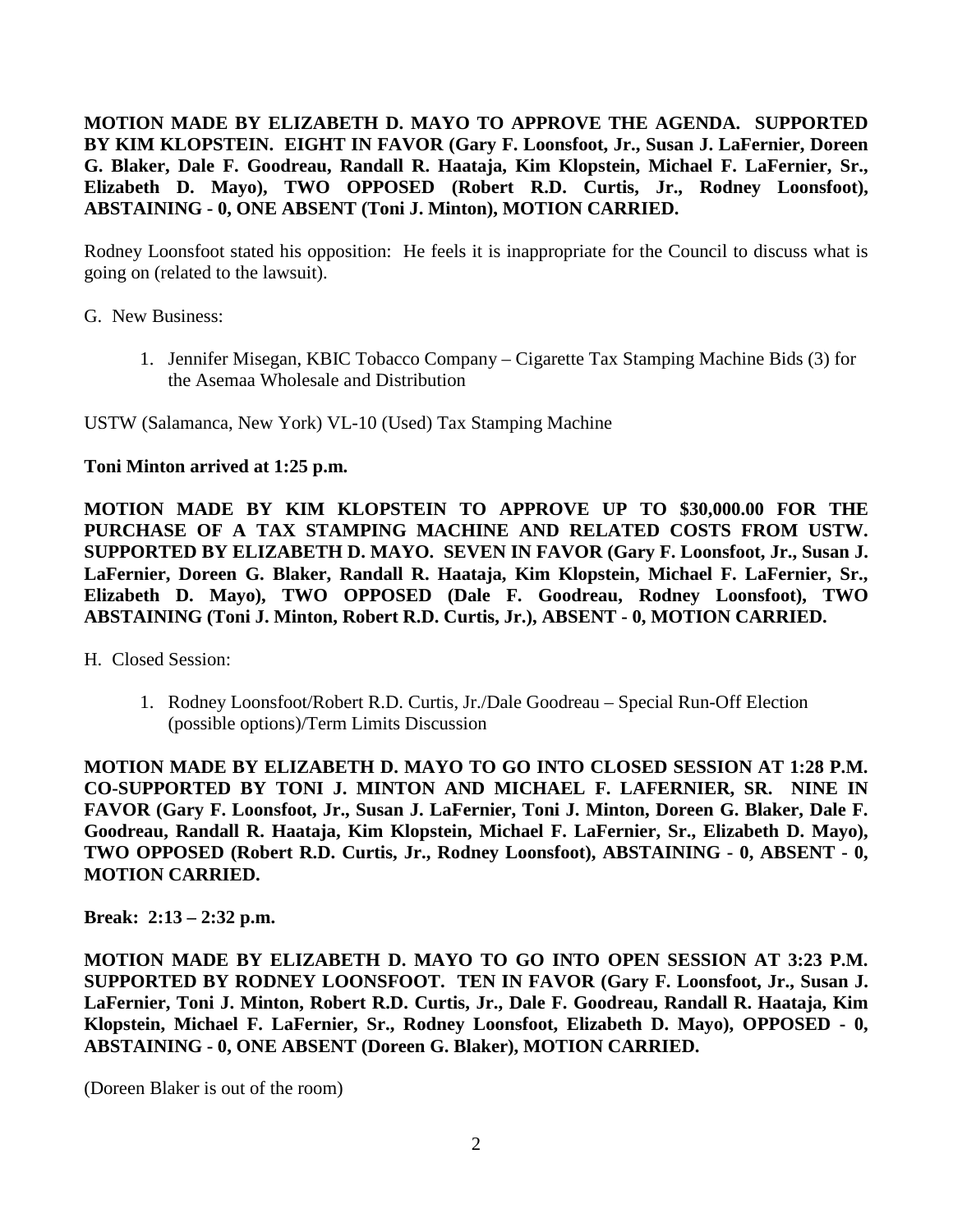**MOTION MADE BY ELIZABETH D. MAYO TO APPROVE THE AGENDA. SUPPORTED BY KIM KLOPSTEIN. EIGHT IN FAVOR (Gary F. Loonsfoot, Jr., Susan J. LaFernier, Doreen G. Blaker, Dale F. Goodreau, Randall R. Haataja, Kim Klopstein, Michael F. LaFernier, Sr., Elizabeth D. Mayo), TWO OPPOSED (Robert R.D. Curtis, Jr., Rodney Loonsfoot), ABSTAINING - 0, ONE ABSENT (Toni J. Minton), MOTION CARRIED.**

Rodney Loonsfoot stated his opposition: He feels it is inappropriate for the Council to discuss what is going on (related to the lawsuit).

G. New Business:

1. Jennifer Misegan, KBIC Tobacco Company – Cigarette Tax Stamping Machine Bids (3) for the Asemaa Wholesale and Distribution

USTW (Salamanca, New York) VL-10 (Used) Tax Stamping Machine

**Toni Minton arrived at 1:25 p.m.**

**MOTION MADE BY KIM KLOPSTEIN TO APPROVE UP TO $30,000.00 FOR THE PURCHASE OF A TAX STAMPING MACHINE AND RELATED COSTS FROM USTW. SUPPORTED BY ELIZABETH D. MAYO. SEVEN IN FAVOR (Gary F. Loonsfoot, Jr., Susan J. LaFernier, Doreen G. Blaker, Randall R. Haataja, Kim Klopstein, Michael F. LaFernier, Sr., Elizabeth D. Mayo), TWO OPPOSED (Dale F. Goodreau, Rodney Loonsfoot), TWO ABSTAINING (Toni J. Minton, Robert R.D. Curtis, Jr.), ABSENT - 0, MOTION CARRIED.**

H. Closed Session:

1. Rodney Loonsfoot/Robert R.D. Curtis, Jr./Dale Goodreau – Special Run-Off Election (possible options)/Term Limits Discussion

**MOTION MADE BY ELIZABETH D. MAYO TO GO INTO CLOSED SESSION AT 1:28 P.M. CO-SUPPORTED BY TONI J. MINTON AND MICHAEL F. LAFERNIER, SR. NINE IN FAVOR (Gary F. Loonsfoot, Jr., Susan J. LaFernier, Toni J. Minton, Doreen G. Blaker, Dale F. Goodreau, Randall R. Haataja, Kim Klopstein, Michael F. LaFernier, Sr., Elizabeth D. Mayo), TWO OPPOSED (Robert R.D. Curtis, Jr., Rodney Loonsfoot), ABSTAINING - 0, ABSENT - 0, MOTION CARRIED.**

**Break: 2:13 – 2:32 p.m.**

**MOTION MADE BY ELIZABETH D. MAYO TO GO INTO OPEN SESSION AT 3:23 P.M. SUPPORTED BY RODNEY LOONSFOOT. TEN IN FAVOR (Gary F. Loonsfoot, Jr., Susan J. LaFernier, Toni J. Minton, Robert R.D. Curtis, Jr., Dale F. Goodreau, Randall R. Haataja, Kim Klopstein, Michael F. LaFernier, Sr., Rodney Loonsfoot, Elizabeth D. Mayo), OPPOSED - 0, ABSTAINING - 0, ONE ABSENT (Doreen G. Blaker), MOTION CARRIED.**

(Doreen Blaker is out of the room)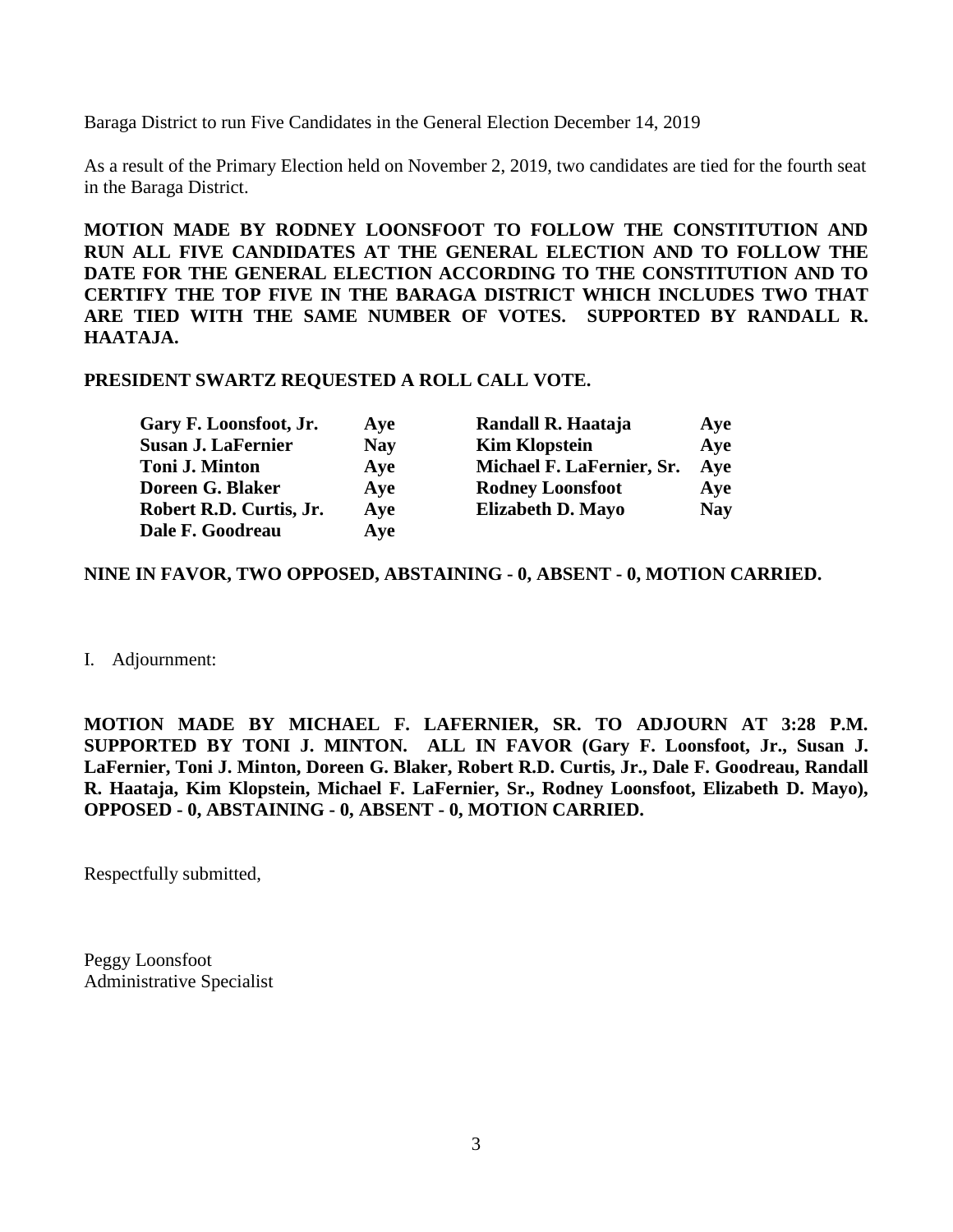Baraga District to run Five Candidates in the General Election December 14, 2019

As a result of the Primary Election held on November 2, 2019, two candidates are tied for the fourth seat in the Baraga District.

**MOTION MADE BY RODNEY LOONSFOOT TO FOLLOW THE CONSTITUTION AND RUN ALL FIVE CANDIDATES AT THE GENERAL ELECTION AND TO FOLLOW THE DATE FOR THE GENERAL ELECTION ACCORDING TO THE CONSTITUTION AND TO CERTIFY THE TOP FIVE IN THE BARAGA DISTRICT WHICH INCLUDES TWO THAT ARE TIED WITH THE SAME NUMBER OF VOTES. SUPPORTED BY RANDALL R. HAATAJA.**

**PRESIDENT SWARTZ REQUESTED A ROLL CALL VOTE.**

| | | | |
|---|---|---|---|
| **Gary F. Loonsfoot, Jr.** | **Aye** | **Randall R. Haataja** | **Aye** |
| **Susan J. LaFernier** | **Nay** | **Kim Klopstein** | **Aye** |
| **Toni J. Minton** | **Aye** | **Michael F. LaFernier, Sr.** | **Aye** |
| **Doreen G. Blaker** | **Aye** | **Rodney Loonsfoot** | **Aye** |
| **Robert R.D. Curtis, Jr.** | **Aye** | **Elizabeth D. Mayo** | **Nay** |
| **Dale F. Goodreau** | **Aye** | | |

**NINE IN FAVOR, TWO OPPOSED, ABSTAINING - 0, ABSENT - 0, MOTION CARRIED.**

I. Adjournment:

**MOTION MADE BY MICHAEL F. LAFERNIER, SR. TO ADJOURN AT 3:28 P.M. SUPPORTED BY TONI J. MINTON. ALL IN FAVOR (Gary F. Loonsfoot, Jr., Susan J. LaFernier, Toni J. Minton, Doreen G. Blaker, Robert R.D. Curtis, Jr., Dale F. Goodreau, Randall R. Haataja, Kim Klopstein, Michael F. LaFernier, Sr., Rodney Loonsfoot, Elizabeth D. Mayo), OPPOSED - 0, ABSTAINING - 0, ABSENT - 0, MOTION CARRIED.**

Respectfully submitted,

Peggy Loonsfoot
Administrative Specialist